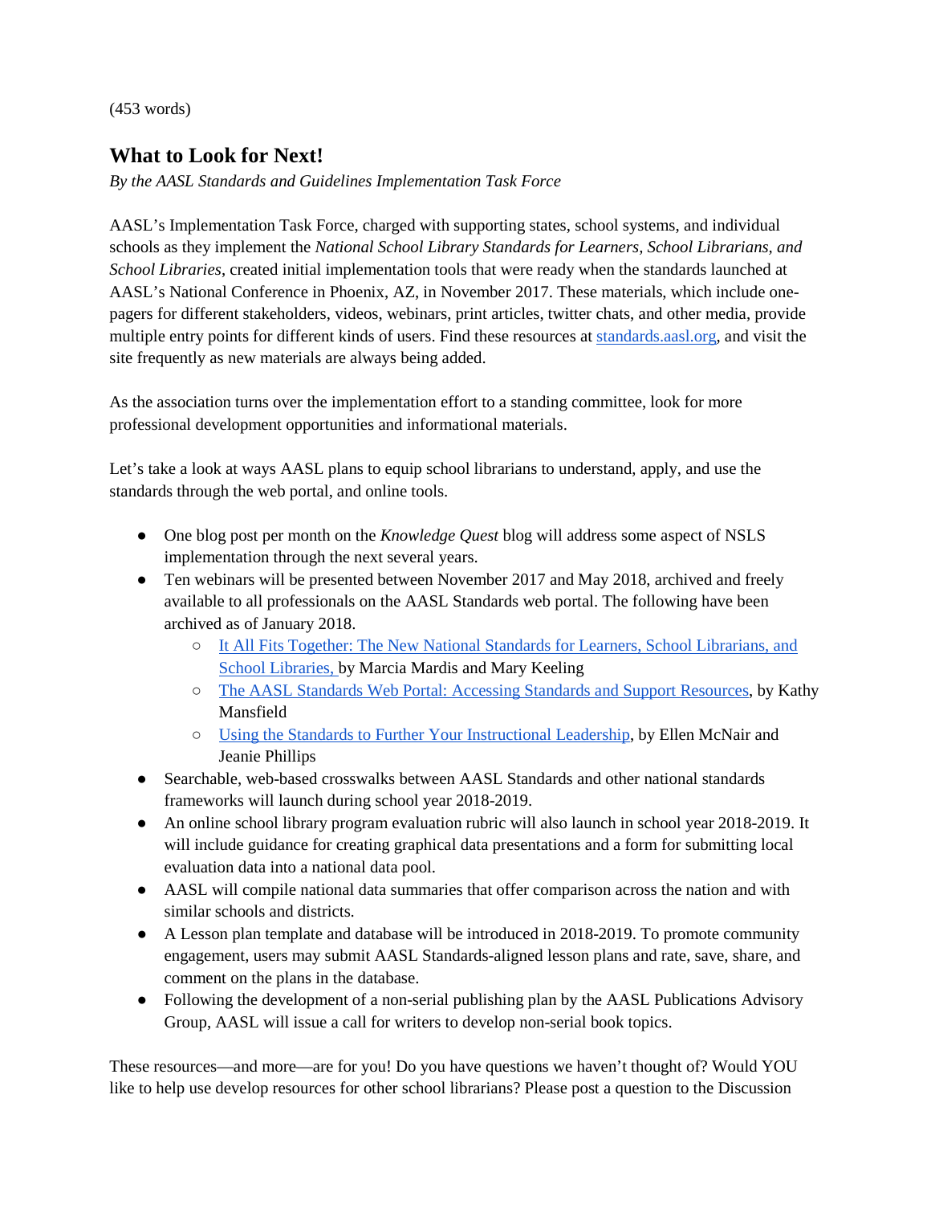(453 words)

## What to Look for Next!

*By the AASL Standards and Guidelines Implementation Task Force*

AASL's Implementation Task Force, charged with supporting states, school systems, and individual schools as they implement the *National School Library Standards for Learners, School Librarians, and School Libraries*, created initial implementation tools that were ready when the standards launched at AASL's National Conference in Phoenix, AZ, in November 2017. These materials, which include one-pagers for different stakeholders, videos, webinars, print articles, twitter chats, and other media, provide multiple entry points for different kinds of users. Find these resources at [standards.aasl.org](standards.aasl.org), and visit the site frequently as new materials are always being added.

As the association turns over the implementation effort to a standing committee, look for more professional development opportunities and informational materials.

Let's take a look at ways AASL plans to equip school librarians to understand, apply, and use the standards through the web portal, and online tools.

- One blog post per month on the *Knowledge Quest* blog will address some aspect of NSLS implementation through the next several years.
- Ten webinars will be presented between November 2017 and May 2018, archived and freely available to all professionals on the AASL Standards web portal. The following have been archived as of January 2018.
    - It All Fits Together: The New National Standards for Learners, School Librarians, and School Libraries, by Marcia Mardis and Mary Keeling
    - The AASL Standards Web Portal: Accessing Standards and Support Resources, by Kathy Mansfield
    - Using the Standards to Further Your Instructional Leadership, by Ellen McNair and Jeanie Phillips
- Searchable, web-based crosswalks between AASL Standards and other national standards frameworks will launch during school year 2018-2019.
- An online school library program evaluation rubric will also launch in school year 2018-2019. It will include guidance for creating graphical data presentations and a form for submitting local evaluation data into a national data pool.
- AASL will compile national data summaries that offer comparison across the nation and with similar schools and districts.
- A Lesson plan template and database will be introduced in 2018-2019. To promote community engagement, users may submit AASL Standards-aligned lesson plans and rate, save, share, and comment on the plans in the database.
- Following the development of a non-serial publishing plan by the AASL Publications Advisory Group, AASL will issue a call for writers to develop non-serial book topics.

These resources—and more—are for you! Do you have questions we haven't thought of? Would YOU like to help use develop resources for other school librarians? Please post a question to the Discussion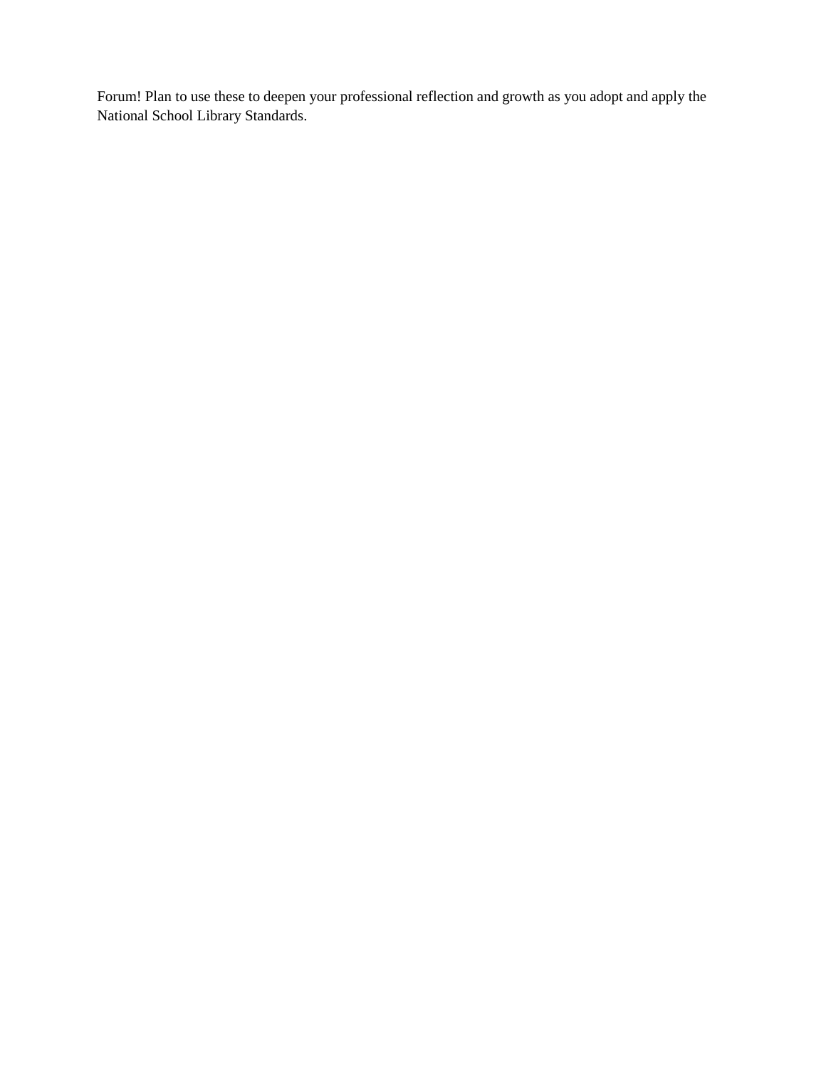Forum! Plan to use these to deepen your professional reflection and growth as you adopt and apply the National School Library Standards.